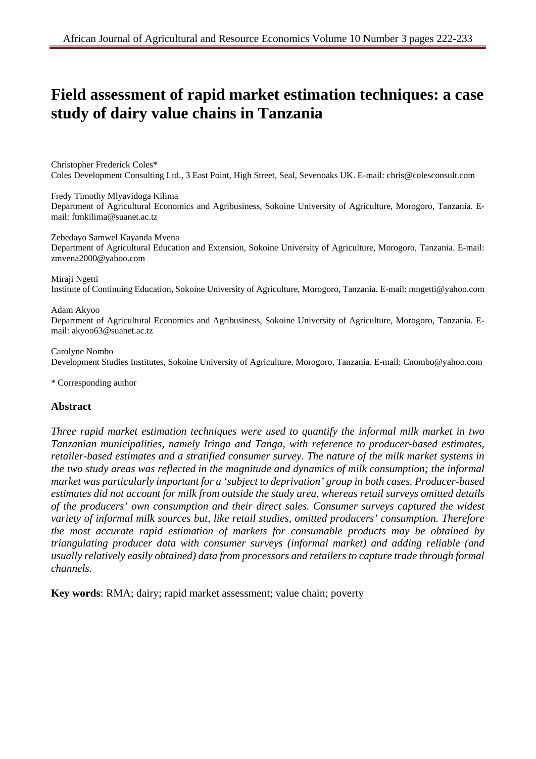# Field assessment of rapid market estimation techniques: a case study of dairy value chains in Tanzania

Christopher Frederick Coles*
Coles Development Consulting Ltd., 3 East Point, High Street, Seal, Sevenoaks UK. E-mail: chris@colesconsult.com

Fredy Timothy Mlyavidoga Kilima
Department of Agricultural Economics and Agribusiness, Sokoine University of Agriculture, Morogoro, Tanzania. E-mail: ftmkilima@suanet.ac.tz

Zebedayo Samwel Kayanda Mvena
Department of Agricultural Education and Extension, Sokoine University of Agriculture, Morogoro, Tanzania. E-mail: zmvena2000@yahoo.com

Miraji Ngetti
Institute of Continuing Education, Sokoine University of Agriculture, Morogoro, Tanzania. E-mail: mngetti@yahoo.com

Adam Akyoo
Department of Agricultural Economics and Agribusiness, Sokoine University of Agriculture, Morogoro, Tanzania. E-mail: akyoo63@suanet.ac.tz

Carolyne Nombo
Development Studies Institutes, Sokoine University of Agriculture, Morogoro, Tanzania. E-mail: Cnombo@yahoo.com

* Corresponding author

## Abstract

*Three rapid market estimation techniques were used to quantify the informal milk market in two Tanzanian municipalities, namely Iringa and Tanga, with reference to producer-based estimates, retailer-based estimates and a stratified consumer survey. The nature of the milk market systems in the two study areas was reflected in the magnitude and dynamics of milk consumption; the informal market was particularly important for a 'subject to deprivation' group in both cases. Producer-based estimates did not account for milk from outside the study area, whereas retail surveys omitted details of the producers' own consumption and their direct sales. Consumer surveys captured the widest variety of informal milk sources but, like retail studies, omitted producers' consumption. Therefore the most accurate rapid estimation of markets for consumable products may be obtained by triangulating producer data with consumer surveys (informal market) and adding reliable (and usually relatively easily obtained) data from processors and retailers to capture trade through formal channels.*

**Key words**: RMA; dairy; rapid market assessment; value chain; poverty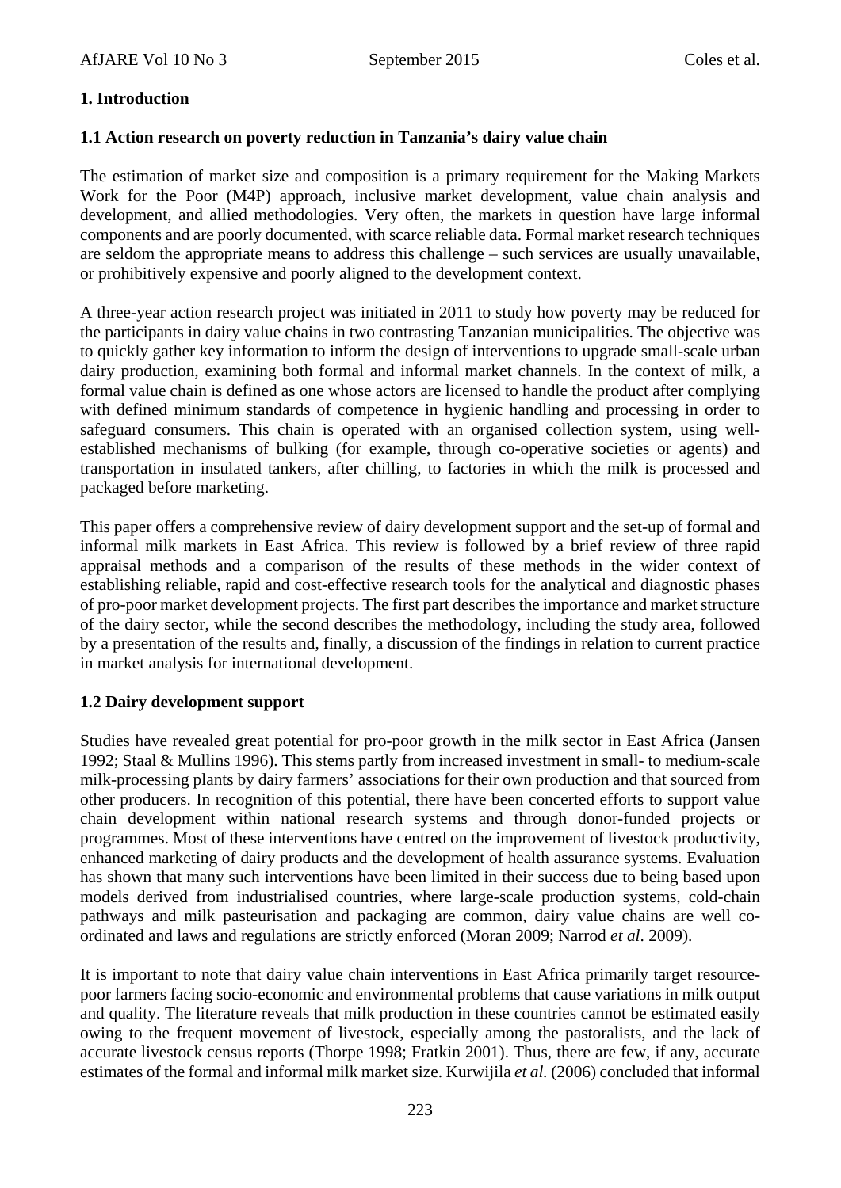# 1. Introduction

## 1.1 Action research on poverty reduction in Tanzania's dairy value chain

The estimation of market size and composition is a primary requirement for the Making Markets Work for the Poor (M4P) approach, inclusive market development, value chain analysis and development, and allied methodologies. Very often, the markets in question have large informal components and are poorly documented, with scarce reliable data. Formal market research techniques are seldom the appropriate means to address this challenge – such services are usually unavailable, or prohibitively expensive and poorly aligned to the development context.

A three-year action research project was initiated in 2011 to study how poverty may be reduced for the participants in dairy value chains in two contrasting Tanzanian municipalities. The objective was to quickly gather key information to inform the design of interventions to upgrade small-scale urban dairy production, examining both formal and informal market channels. In the context of milk, a formal value chain is defined as one whose actors are licensed to handle the product after complying with defined minimum standards of competence in hygienic handling and processing in order to safeguard consumers. This chain is operated with an organised collection system, using well-established mechanisms of bulking (for example, through co-operative societies or agents) and transportation in insulated tankers, after chilling, to factories in which the milk is processed and packaged before marketing.

This paper offers a comprehensive review of dairy development support and the set-up of formal and informal milk markets in East Africa. This review is followed by a brief review of three rapid appraisal methods and a comparison of the results of these methods in the wider context of establishing reliable, rapid and cost-effective research tools for the analytical and diagnostic phases of pro-poor market development projects. The first part describes the importance and market structure of the dairy sector, while the second describes the methodology, including the study area, followed by a presentation of the results and, finally, a discussion of the findings in relation to current practice in market analysis for international development.

## 1.2 Dairy development support

Studies have revealed great potential for pro-poor growth in the milk sector in East Africa (Jansen 1992; Staal & Mullins 1996). This stems partly from increased investment in small- to medium-scale milk-processing plants by dairy farmers' associations for their own production and that sourced from other producers. In recognition of this potential, there have been concerted efforts to support value chain development within national research systems and through donor-funded projects or programmes. Most of these interventions have centred on the improvement of livestock productivity, enhanced marketing of dairy products and the development of health assurance systems. Evaluation has shown that many such interventions have been limited in their success due to being based upon models derived from industrialised countries, where large-scale production systems, cold-chain pathways and milk pasteurisation and packaging are common, dairy value chains are well co-ordinated and laws and regulations are strictly enforced (Moran 2009; Narrod *et al*. 2009).

It is important to note that dairy value chain interventions in East Africa primarily target resource-poor farmers facing socio-economic and environmental problems that cause variations in milk output and quality. The literature reveals that milk production in these countries cannot be estimated easily owing to the frequent movement of livestock, especially among the pastoralists, and the lack of accurate livestock census reports (Thorpe 1998; Fratkin 2001). Thus, there are few, if any, accurate estimates of the formal and informal milk market size. Kurwijila *et al.* (2006) concluded that informal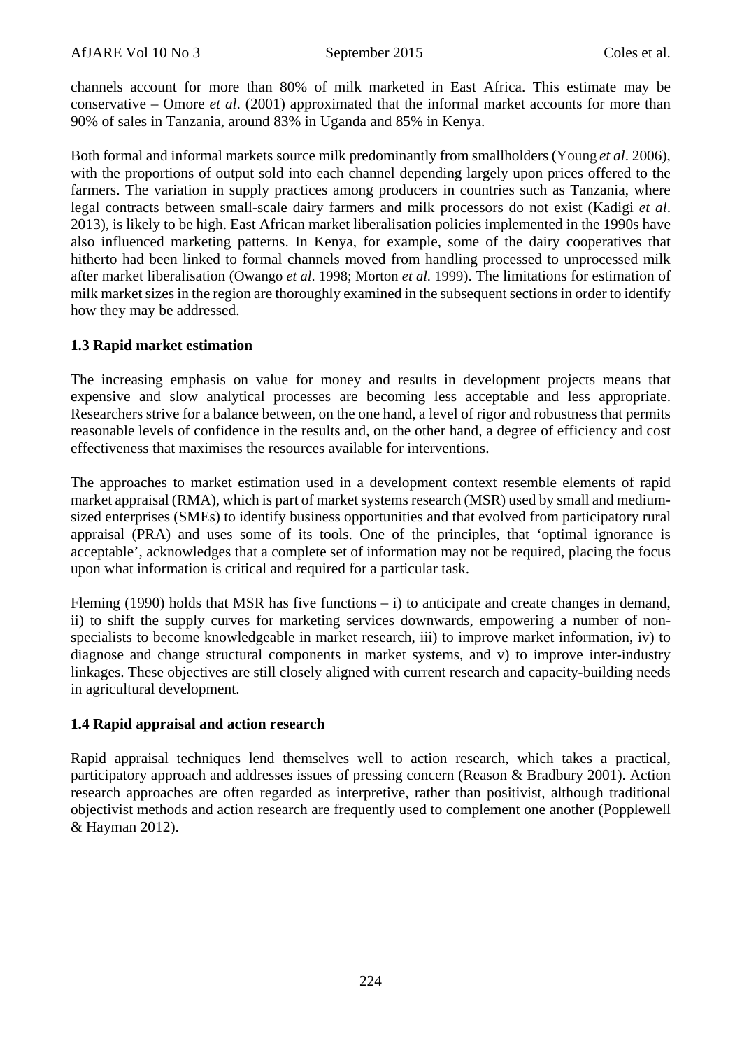channels account for more than 80% of milk marketed in East Africa. This estimate may be conservative – Omore *et al*. (2001) approximated that the informal market accounts for more than 90% of sales in Tanzania, around 83% in Uganda and 85% in Kenya.

Both formal and informal markets source milk predominantly from smallholders (Young *et al*. 2006), with the proportions of output sold into each channel depending largely upon prices offered to the farmers. The variation in supply practices among producers in countries such as Tanzania, where legal contracts between small-scale dairy farmers and milk processors do not exist (Kadigi *et al*. 2013), is likely to be high. East African market liberalisation policies implemented in the 1990s have also influenced marketing patterns. In Kenya, for example, some of the dairy cooperatives that hitherto had been linked to formal channels moved from handling processed to unprocessed milk after market liberalisation (Owango *et al*. 1998; Morton *et al.* 1999). The limitations for estimation of milk market sizes in the region are thoroughly examined in the subsequent sections in order to identify how they may be addressed.

### 1.3 Rapid market estimation

The increasing emphasis on value for money and results in development projects means that expensive and slow analytical processes are becoming less acceptable and less appropriate. Researchers strive for a balance between, on the one hand, a level of rigor and robustness that permits reasonable levels of confidence in the results and, on the other hand, a degree of efficiency and cost effectiveness that maximises the resources available for interventions.

The approaches to market estimation used in a development context resemble elements of rapid market appraisal (RMA), which is part of market systems research (MSR) used by small and medium-sized enterprises (SMEs) to identify business opportunities and that evolved from participatory rural appraisal (PRA) and uses some of its tools. One of the principles, that 'optimal ignorance is acceptable', acknowledges that a complete set of information may not be required, placing the focus upon what information is critical and required for a particular task.

Fleming (1990) holds that MSR has five functions – i) to anticipate and create changes in demand, ii) to shift the supply curves for marketing services downwards, empowering a number of non-specialists to become knowledgeable in market research, iii) to improve market information, iv) to diagnose and change structural components in market systems, and v) to improve inter-industry linkages. These objectives are still closely aligned with current research and capacity-building needs in agricultural development.

### 1.4 Rapid appraisal and action research

Rapid appraisal techniques lend themselves well to action research, which takes a practical, participatory approach and addresses issues of pressing concern (Reason & Bradbury 2001). Action research approaches are often regarded as interpretive, rather than positivist, although traditional objectivist methods and action research are frequently used to complement one another (Popplewell & Hayman 2012).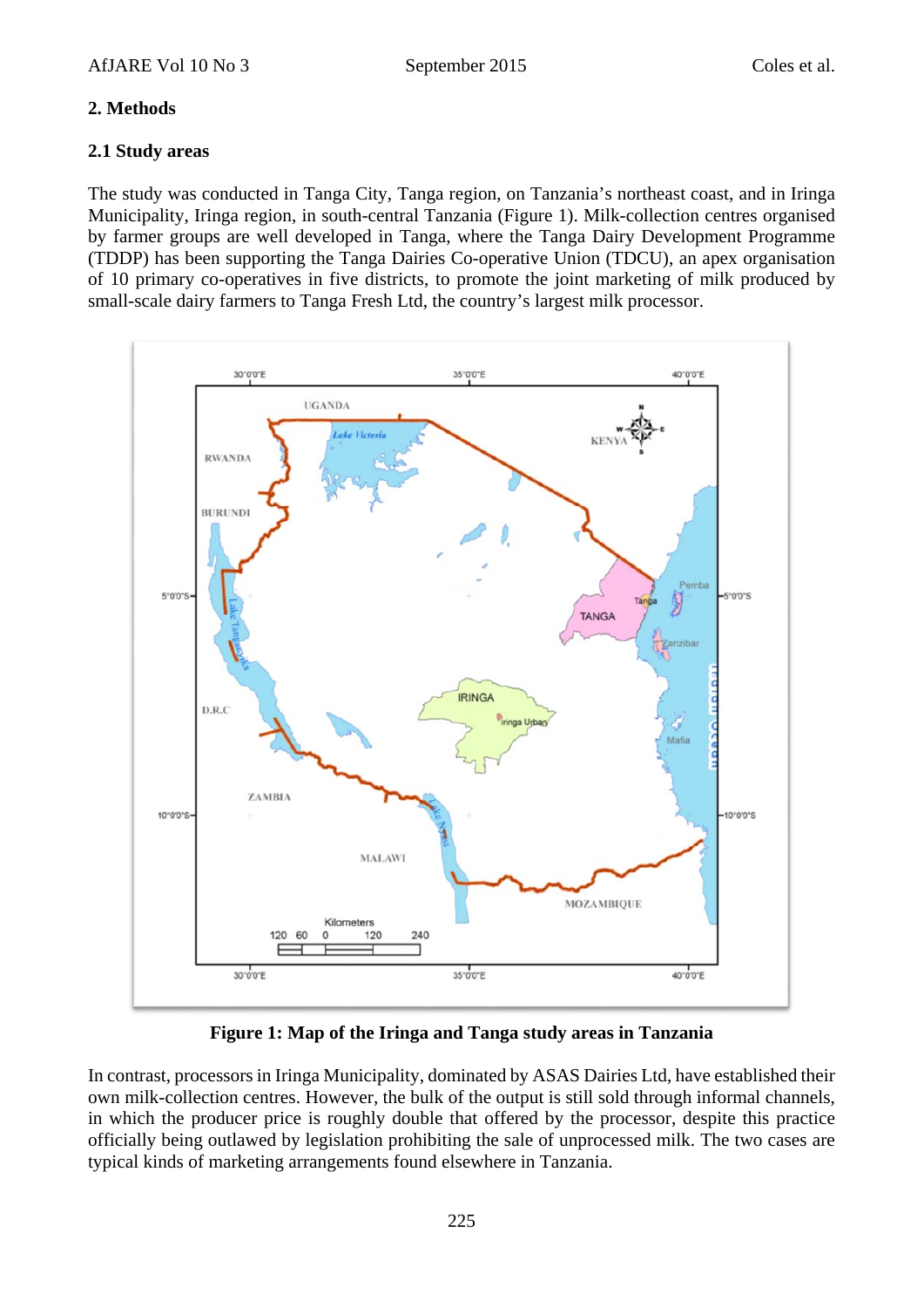## 2. Methods

### 2.1 Study areas

The study was conducted in Tanga City, Tanga region, on Tanzania's northeast coast, and in Iringa Municipality, Iringa region, in south-central Tanzania (Figure 1). Milk-collection centres organised by farmer groups are well developed in Tanga, where the Tanga Dairy Development Programme (TDDP) has been supporting the Tanga Dairies Co-operative Union (TDCU), an apex organisation of 10 primary co-operatives in five districts, to promote the joint marketing of milk produced by small-scale dairy farmers to Tanga Fresh Ltd, the country's largest milk processor.

**Figure 1: Map of the Iringa and Tanga study areas in Tanzania**

In contrast, processors in Iringa Municipality, dominated by ASAS Dairies Ltd, have established their own milk-collection centres. However, the bulk of the output is still sold through informal channels, in which the producer price is roughly double that offered by the processor, despite this practice officially being outlawed by legislation prohibiting the sale of unprocessed milk. The two cases are typical kinds of marketing arrangements found elsewhere in Tanzania.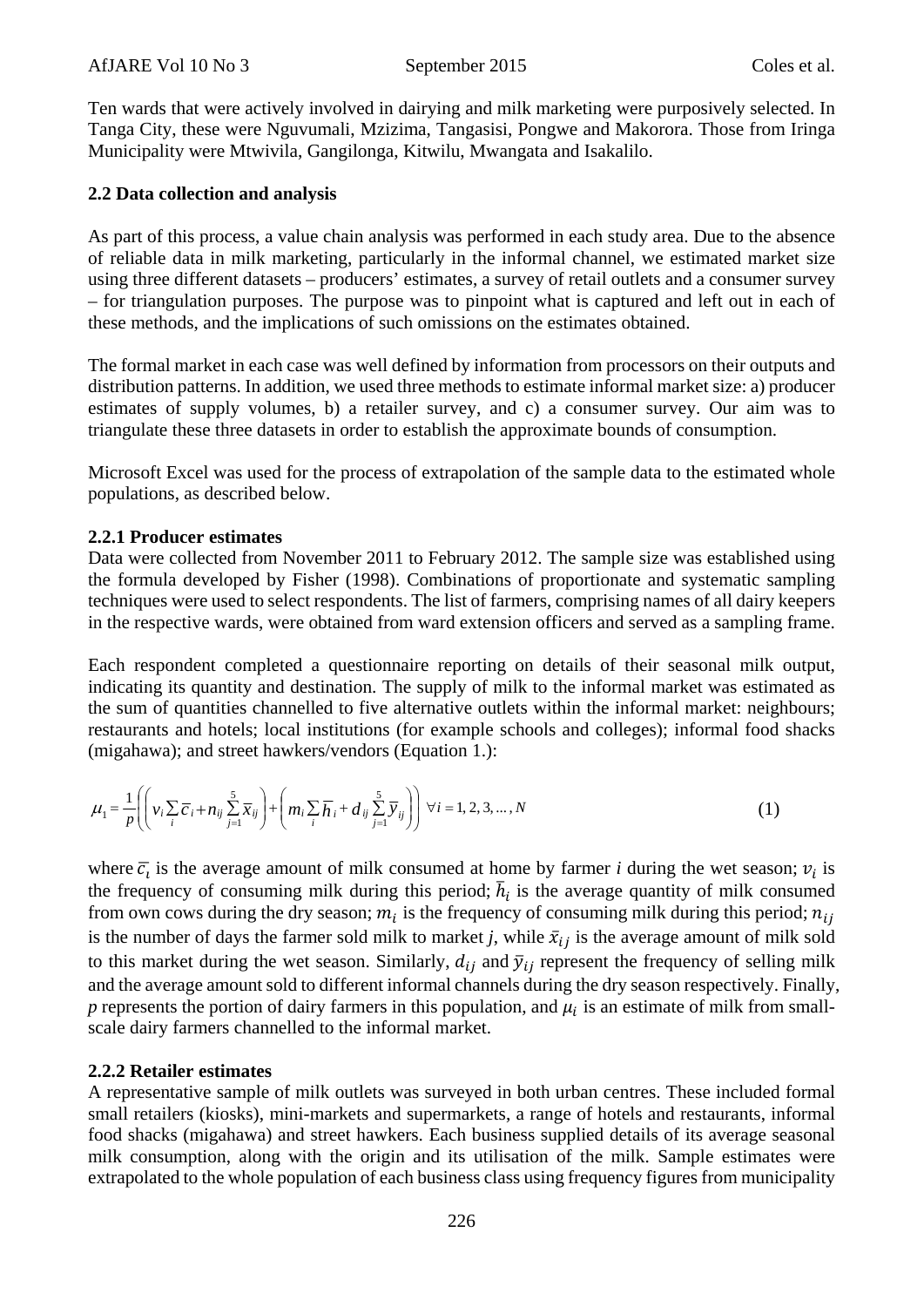Ten wards that were actively involved in dairying and milk marketing were purposively selected. In Tanga City, these were Nguvumali, Mzizima, Tangasisi, Pongwe and Makorora. Those from Iringa Municipality were Mtwivila, Gangilonga, Kitwilu, Mwangata and Isakalilo.

### 2.2 Data collection and analysis

As part of this process, a value chain analysis was performed in each study area. Due to the absence of reliable data in milk marketing, particularly in the informal channel, we estimated market size using three different datasets – producers' estimates, a survey of retail outlets and a consumer survey – for triangulation purposes. The purpose was to pinpoint what is captured and left out in each of these methods, and the implications of such omissions on the estimates obtained.

The formal market in each case was well defined by information from processors on their outputs and distribution patterns. In addition, we used three methods to estimate informal market size: a) producer estimates of supply volumes, b) a retailer survey, and c) a consumer survey. Our aim was to triangulate these three datasets in order to establish the approximate bounds of consumption.

Microsoft Excel was used for the process of extrapolation of the sample data to the estimated whole populations, as described below.

#### 2.2.1 Producer estimates

Data were collected from November 2011 to February 2012. The sample size was established using the formula developed by Fisher (1998). Combinations of proportionate and systematic sampling techniques were used to select respondents. The list of farmers, comprising names of all dairy keepers in the respective wards, were obtained from ward extension officers and served as a sampling frame.

Each respondent completed a questionnaire reporting on details of their seasonal milk output, indicating its quantity and destination. The supply of milk to the informal market was estimated as the sum of quantities channelled to five alternative outlets within the informal market: neighbours; restaurants and hotels; local institutions (for example schools and colleges); informal food shacks (migahawa); and street hawkers/vendors (Equation 1.):

$$\mu_1 = \frac{1}{p}\left(\left(v_i \sum_i \bar{c}_i + n_{ij} \sum_{j=1}^{5} \bar{x}_{ij}\right) + \left(m_i \sum_i \bar{h}_i + d_{ij} \sum_{j=1}^{5} \bar{y}_{ij}\right)\right) \quad \forall i = 1, 2, 3, \ldots, N \tag{1}$$

where $\bar{c}_i$ is the average amount of milk consumed at home by farmer *i* during the wet season; $v_i$ is the frequency of consuming milk during this period; $\bar{h}_i$ is the average quantity of milk consumed from own cows during the dry season; $m_i$ is the frequency of consuming milk during this period; $n_{ij}$ is the number of days the farmer sold milk to market *j*, while $\bar{x}_{ij}$ is the average amount of milk sold to this market during the wet season. Similarly, $d_{ij}$ and $\bar{y}_{ij}$ represent the frequency of selling milk and the average amount sold to different informal channels during the dry season respectively. Finally, *p* represents the portion of dairy farmers in this population, and $\mu_i$ is an estimate of milk from small-scale dairy farmers channelled to the informal market.

#### 2.2.2 Retailer estimates

A representative sample of milk outlets was surveyed in both urban centres. These included formal small retailers (kiosks), mini-markets and supermarkets, a range of hotels and restaurants, informal food shacks (migahawa) and street hawkers. Each business supplied details of its average seasonal milk consumption, along with the origin and its utilisation of the milk. Sample estimates were extrapolated to the whole population of each business class using frequency figures from municipality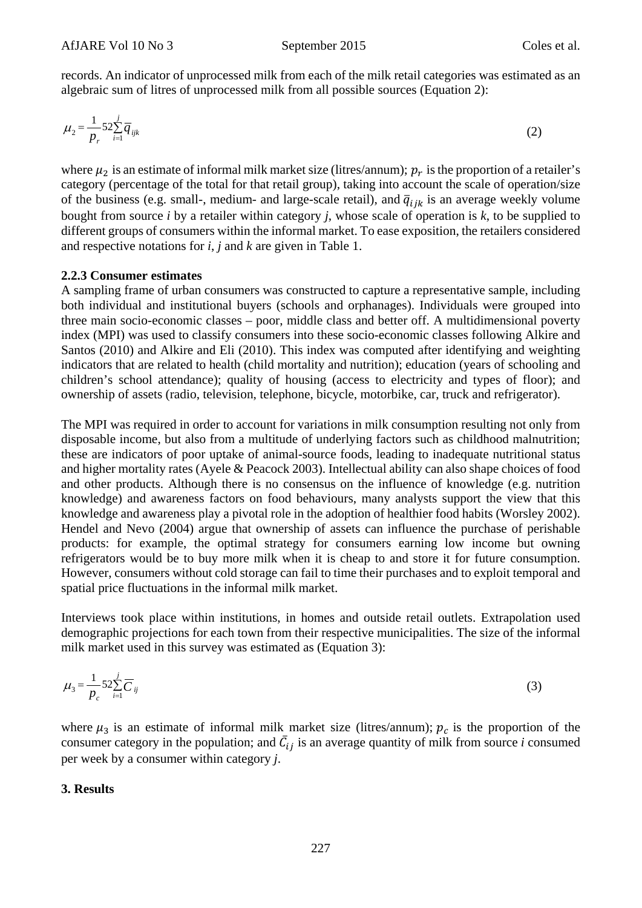records. An indicator of unprocessed milk from each of the milk retail categories was estimated as an algebraic sum of litres of unprocessed milk from all possible sources (Equation 2):

$$\mu_2 = \frac{1}{p_r} 52 \sum_{i=1}^{j} \overline{q}_{ijk} \tag{2}$$

where $\mu_2$ is an estimate of informal milk market size (litres/annum); $p_r$ is the proportion of a retailer's category (percentage of the total for that retail group), taking into account the scale of operation/size of the business (e.g. small-, medium- and large-scale retail), and $\overline{q}_{ijk}$ is an average weekly volume bought from source *i* by a retailer within category *j*, whose scale of operation is *k*, to be supplied to different groups of consumers within the informal market. To ease exposition, the retailers considered and respective notations for *i*, *j* and *k* are given in Table 1.

### 2.2.3 Consumer estimates

A sampling frame of urban consumers was constructed to capture a representative sample, including both individual and institutional buyers (schools and orphanages). Individuals were grouped into three main socio-economic classes – poor, middle class and better off. A multidimensional poverty index (MPI) was used to classify consumers into these socio-economic classes following Alkire and Santos (2010) and Alkire and Eli (2010). This index was computed after identifying and weighting indicators that are related to health (child mortality and nutrition); education (years of schooling and children's school attendance); quality of housing (access to electricity and types of floor); and ownership of assets (radio, television, telephone, bicycle, motorbike, car, truck and refrigerator).

The MPI was required in order to account for variations in milk consumption resulting not only from disposable income, but also from a multitude of underlying factors such as childhood malnutrition; these are indicators of poor uptake of animal-source foods, leading to inadequate nutritional status and higher mortality rates (Ayele & Peacock 2003). Intellectual ability can also shape choices of food and other products. Although there is no consensus on the influence of knowledge (e.g. nutrition knowledge) and awareness factors on food behaviours, many analysts support the view that this knowledge and awareness play a pivotal role in the adoption of healthier food habits (Worsley 2002). Hendel and Nevo (2004) argue that ownership of assets can influence the purchase of perishable products: for example, the optimal strategy for consumers earning low income but owning refrigerators would be to buy more milk when it is cheap to and store it for future consumption. However, consumers without cold storage can fail to time their purchases and to exploit temporal and spatial price fluctuations in the informal milk market.

Interviews took place within institutions, in homes and outside retail outlets. Extrapolation used demographic projections for each town from their respective municipalities. The size of the informal milk market used in this survey was estimated as (Equation 3):

$$\mu_3 = \frac{1}{p_c} 52 \sum_{i=1}^{j} \overline{C}_{ij} \tag{3}$$

where $\mu_3$ is an estimate of informal milk market size (litres/annum); $p_c$ is the proportion of the consumer category in the population; and $\bar{C}_{ij}$ is an average quantity of milk from source *i* consumed per week by a consumer within category *j*.

## 3. Results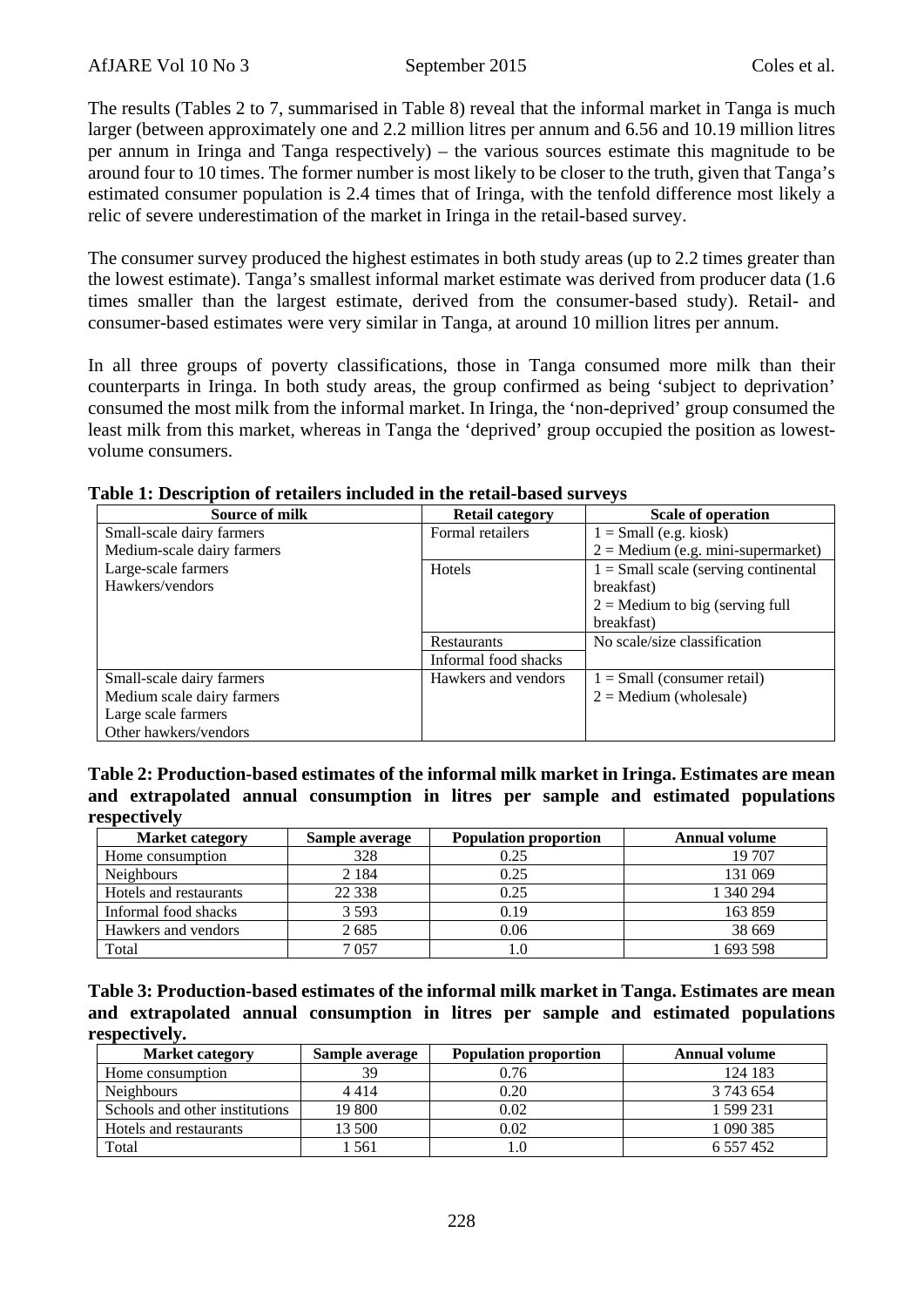The results (Tables 2 to 7, summarised in Table 8) reveal that the informal market in Tanga is much larger (between approximately one and 2.2 million litres per annum and 6.56 and 10.19 million litres per annum in Iringa and Tanga respectively) – the various sources estimate this magnitude to be around four to 10 times. The former number is most likely to be closer to the truth, given that Tanga's estimated consumer population is 2.4 times that of Iringa, with the tenfold difference most likely a relic of severe underestimation of the market in Iringa in the retail-based survey.

The consumer survey produced the highest estimates in both study areas (up to 2.2 times greater than the lowest estimate). Tanga's smallest informal market estimate was derived from producer data (1.6 times smaller than the largest estimate, derived from the consumer-based study). Retail- and consumer-based estimates were very similar in Tanga, at around 10 million litres per annum.

In all three groups of poverty classifications, those in Tanga consumed more milk than their counterparts in Iringa. In both study areas, the group confirmed as being 'subject to deprivation' consumed the most milk from the informal market. In Iringa, the 'non-deprived' group consumed the least milk from this market, whereas in Tanga the 'deprived' group occupied the position as lowest-volume consumers.

**Table 1: Description of retailers included in the retail-based surveys**

| Source of milk | Retail category | Scale of operation |
|---|---|---|
| Small-scale dairy farmers<br>Medium-scale dairy farmers<br>Large-scale farmers<br>Hawkers/vendors | Formal retailers | 1 = Small (e.g. kiosk)<br>2 = Medium (e.g. mini-supermarket) |
| | Hotels | 1 = Small scale (serving continental breakfast)<br>2 = Medium to big (serving full breakfast) |
| | Restaurants | No scale/size classification |
| | Informal food shacks | |
| Small-scale dairy farmers<br>Medium scale dairy farmers<br>Large scale farmers<br>Other hawkers/vendors | Hawkers and vendors | 1 = Small (consumer retail)<br>2 = Medium (wholesale) |

**Table 2: Production-based estimates of the informal milk market in Iringa. Estimates are mean and extrapolated annual consumption in litres per sample and estimated populations respectively**

| Market category | Sample average | Population proportion | Annual volume |
|---|---|---|---|
| Home consumption | 328 | 0.25 | 19 707 |
| Neighbours | 2 184 | 0.25 | 131 069 |
| Hotels and restaurants | 22 338 | 0.25 | 1 340 294 |
| Informal food shacks | 3 593 | 0.19 | 163 859 |
| Hawkers and vendors | 2 685 | 0.06 | 38 669 |
| Total | 7 057 | 1.0 | 1 693 598 |

**Table 3: Production-based estimates of the informal milk market in Tanga. Estimates are mean and extrapolated annual consumption in litres per sample and estimated populations respectively.**

| Market category | Sample average | Population proportion | Annual volume |
|---|---|---|---|
| Home consumption | 39 | 0.76 | 124 183 |
| Neighbours | 4 414 | 0.20 | 3 743 654 |
| Schools and other institutions | 19 800 | 0.02 | 1 599 231 |
| Hotels and restaurants | 13 500 | 0.02 | 1 090 385 |
| Total | 1 561 | 1.0 | 6 557 452 |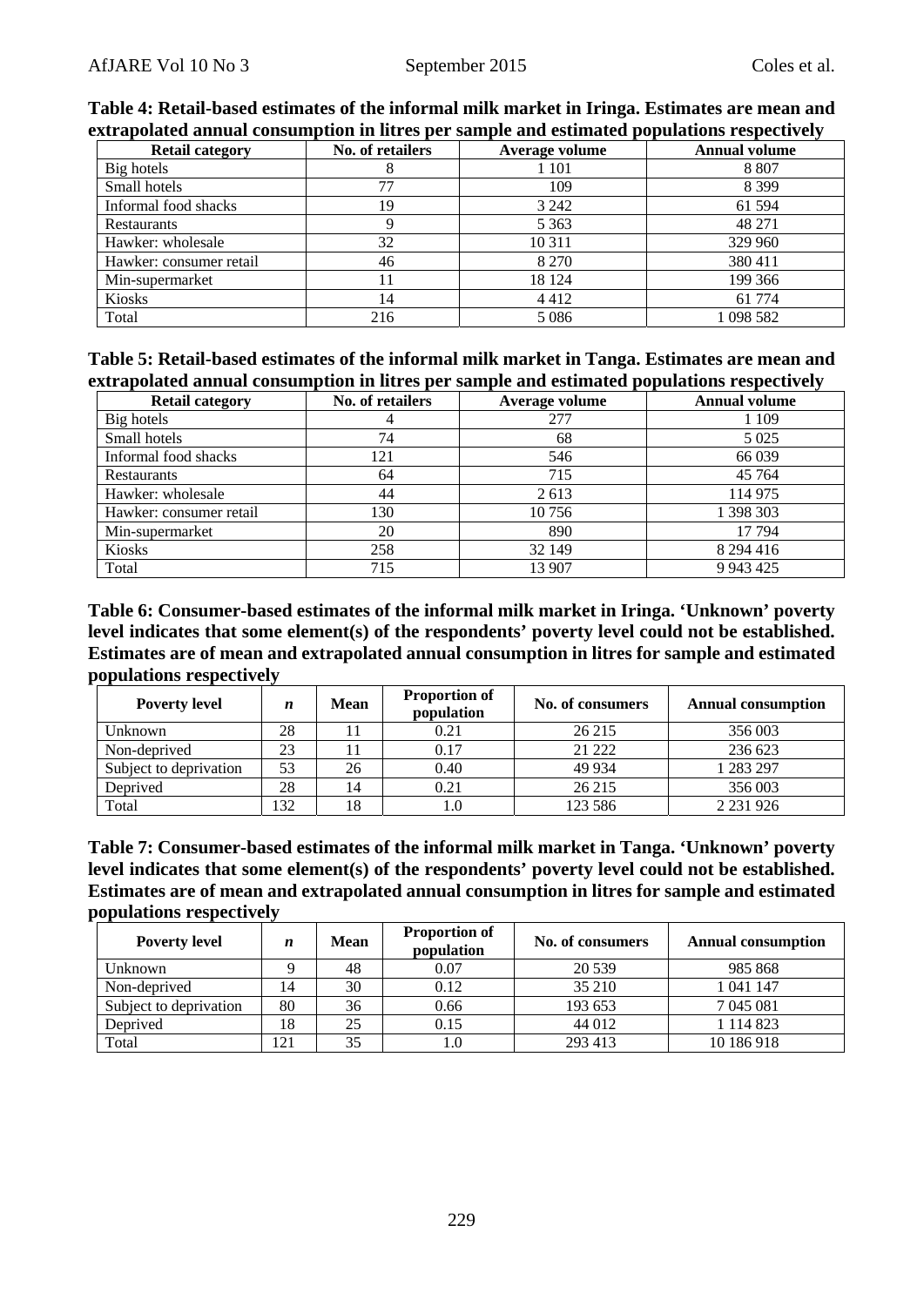**Table 4: Retail-based estimates of the informal milk market in Iringa. Estimates are mean and extrapolated annual consumption in litres per sample and estimated populations respectively**

| Retail category | No. of retailers | Average volume | Annual volume |
|---|---|---|---|
| Big hotels | 8 | 1 101 | 8 807 |
| Small hotels | 77 | 109 | 8 399 |
| Informal food shacks | 19 | 3 242 | 61 594 |
| Restaurants | 9 | 5 363 | 48 271 |
| Hawker: wholesale | 32 | 10 311 | 329 960 |
| Hawker: consumer retail | 46 | 8 270 | 380 411 |
| Min-supermarket | 11 | 18 124 | 199 366 |
| Kiosks | 14 | 4 412 | 61 774 |
| Total | 216 | 5 086 | 1 098 582 |

**Table 5: Retail-based estimates of the informal milk market in Tanga. Estimates are mean and extrapolated annual consumption in litres per sample and estimated populations respectively**

| Retail category | No. of retailers | Average volume | Annual volume |
|---|---|---|---|
| Big hotels | 4 | 277 | 1 109 |
| Small hotels | 74 | 68 | 5 025 |
| Informal food shacks | 121 | 546 | 66 039 |
| Restaurants | 64 | 715 | 45 764 |
| Hawker: wholesale | 44 | 2 613 | 114 975 |
| Hawker: consumer retail | 130 | 10 756 | 1 398 303 |
| Min-supermarket | 20 | 890 | 17 794 |
| Kiosks | 258 | 32 149 | 8 294 416 |
| Total | 715 | 13 907 | 9 943 425 |

**Table 6: Consumer-based estimates of the informal milk market in Iringa. 'Unknown' poverty level indicates that some element(s) of the respondents' poverty level could not be established. Estimates are of mean and extrapolated annual consumption in litres for sample and estimated populations respectively**

| Poverty level | *n* | Mean | Proportion of population | No. of consumers | Annual consumption |
|---|---|---|---|---|---|
| Unknown | 28 | 11 | 0.21 | 26 215 | 356 003 |
| Non-deprived | 23 | 11 | 0.17 | 21 222 | 236 623 |
| Subject to deprivation | 53 | 26 | 0.40 | 49 934 | 1 283 297 |
| Deprived | 28 | 14 | 0.21 | 26 215 | 356 003 |
| Total | 132 | 18 | 1.0 | 123 586 | 2 231 926 |

**Table 7: Consumer-based estimates of the informal milk market in Tanga. 'Unknown' poverty level indicates that some element(s) of the respondents' poverty level could not be established. Estimates are of mean and extrapolated annual consumption in litres for sample and estimated populations respectively**

| Poverty level | *n* | Mean | Proportion of population | No. of consumers | Annual consumption |
|---|---|---|---|---|---|
| Unknown | 9 | 48 | 0.07 | 20 539 | 985 868 |
| Non-deprived | 14 | 30 | 0.12 | 35 210 | 1 041 147 |
| Subject to deprivation | 80 | 36 | 0.66 | 193 653 | 7 045 081 |
| Deprived | 18 | 25 | 0.15 | 44 012 | 1 114 823 |
| Total | 121 | 35 | 1.0 | 293 413 | 10 186 918 |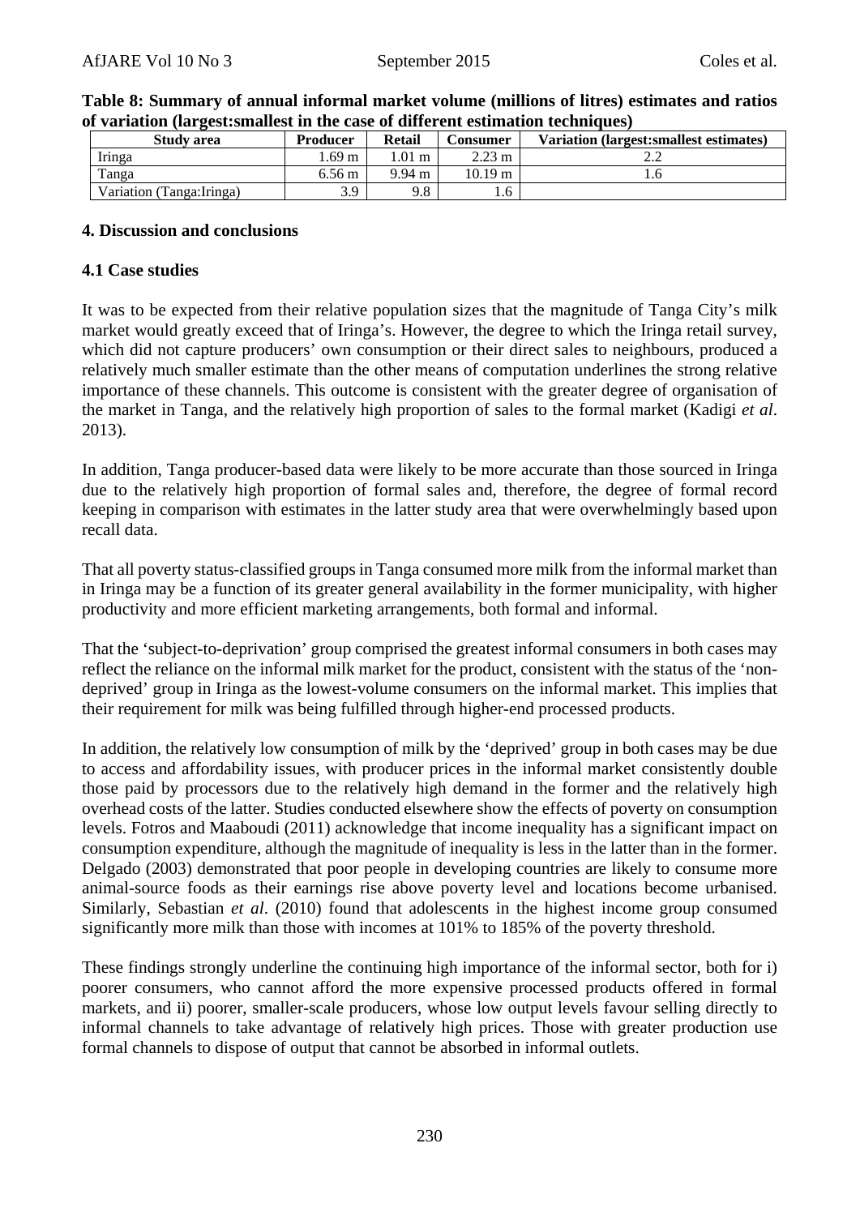**Table 8: Summary of annual informal market volume (millions of litres) estimates and ratios of variation (largest:smallest in the case of different estimation techniques)**

| Study area | Producer | Retail | Consumer | Variation (largest:smallest estimates) |
|---|---|---|---|---|
| Iringa | 1.69 m | 1.01 m | 2.23 m | 2.2 |
| Tanga | 6.56 m | 9.94 m | 10.19 m | 1.6 |
| Variation (Tanga:Iringa) | 3.9 | 9.8 | 1.6 | |

## 4. Discussion and conclusions

### 4.1 Case studies

It was to be expected from their relative population sizes that the magnitude of Tanga City's milk market would greatly exceed that of Iringa's. However, the degree to which the Iringa retail survey, which did not capture producers' own consumption or their direct sales to neighbours, produced a relatively much smaller estimate than the other means of computation underlines the strong relative importance of these channels. This outcome is consistent with the greater degree of organisation of the market in Tanga, and the relatively high proportion of sales to the formal market (Kadigi *et al*. 2013).

In addition, Tanga producer-based data were likely to be more accurate than those sourced in Iringa due to the relatively high proportion of formal sales and, therefore, the degree of formal record keeping in comparison with estimates in the latter study area that were overwhelmingly based upon recall data.

That all poverty status-classified groups in Tanga consumed more milk from the informal market than in Iringa may be a function of its greater general availability in the former municipality, with higher productivity and more efficient marketing arrangements, both formal and informal.

That the 'subject-to-deprivation' group comprised the greatest informal consumers in both cases may reflect the reliance on the informal milk market for the product, consistent with the status of the 'non-deprived' group in Iringa as the lowest-volume consumers on the informal market. This implies that their requirement for milk was being fulfilled through higher-end processed products.

In addition, the relatively low consumption of milk by the 'deprived' group in both cases may be due to access and affordability issues, with producer prices in the informal market consistently double those paid by processors due to the relatively high demand in the former and the relatively high overhead costs of the latter. Studies conducted elsewhere show the effects of poverty on consumption levels. Fotros and Maaboudi (2011) acknowledge that income inequality has a significant impact on consumption expenditure, although the magnitude of inequality is less in the latter than in the former. Delgado (2003) demonstrated that poor people in developing countries are likely to consume more animal-source foods as their earnings rise above poverty level and locations become urbanised. Similarly, Sebastian *et al*. (2010) found that adolescents in the highest income group consumed significantly more milk than those with incomes at 101% to 185% of the poverty threshold.

These findings strongly underline the continuing high importance of the informal sector, both for i) poorer consumers, who cannot afford the more expensive processed products offered in formal markets, and ii) poorer, smaller-scale producers, whose low output levels favour selling directly to informal channels to take advantage of relatively high prices. Those with greater production use formal channels to dispose of output that cannot be absorbed in informal outlets.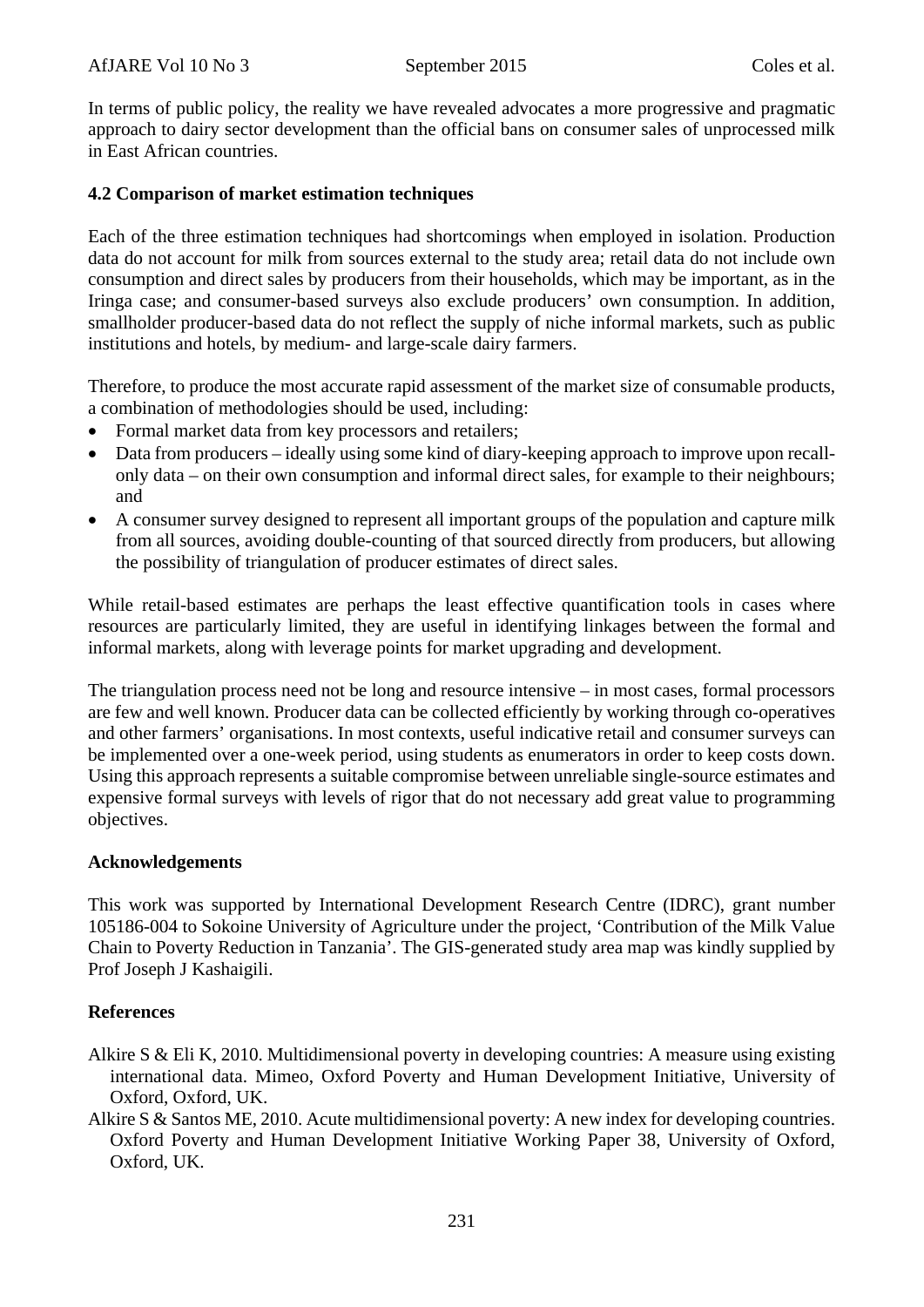In terms of public policy, the reality we have revealed advocates a more progressive and pragmatic approach to dairy sector development than the official bans on consumer sales of unprocessed milk in East African countries.

### 4.2 Comparison of market estimation techniques

Each of the three estimation techniques had shortcomings when employed in isolation. Production data do not account for milk from sources external to the study area; retail data do not include own consumption and direct sales by producers from their households, which may be important, as in the Iringa case; and consumer-based surveys also exclude producers' own consumption. In addition, smallholder producer-based data do not reflect the supply of niche informal markets, such as public institutions and hotels, by medium- and large-scale dairy farmers.

Therefore, to produce the most accurate rapid assessment of the market size of consumable products, a combination of methodologies should be used, including:

- Formal market data from key processors and retailers;
- Data from producers – ideally using some kind of diary-keeping approach to improve upon recall-only data – on their own consumption and informal direct sales, for example to their neighbours; and
- A consumer survey designed to represent all important groups of the population and capture milk from all sources, avoiding double-counting of that sourced directly from producers, but allowing the possibility of triangulation of producer estimates of direct sales.

While retail-based estimates are perhaps the least effective quantification tools in cases where resources are particularly limited, they are useful in identifying linkages between the formal and informal markets, along with leverage points for market upgrading and development.

The triangulation process need not be long and resource intensive – in most cases, formal processors are few and well known. Producer data can be collected efficiently by working through co-operatives and other farmers' organisations. In most contexts, useful indicative retail and consumer surveys can be implemented over a one-week period, using students as enumerators in order to keep costs down. Using this approach represents a suitable compromise between unreliable single-source estimates and expensive formal surveys with levels of rigor that do not necessary add great value to programming objectives.

## Acknowledgements

This work was supported by International Development Research Centre (IDRC), grant number 105186-004 to Sokoine University of Agriculture under the project, 'Contribution of the Milk Value Chain to Poverty Reduction in Tanzania'. The GIS-generated study area map was kindly supplied by Prof Joseph J Kashaigili.

## References

Alkire S & Eli K, 2010. Multidimensional poverty in developing countries: A measure using existing international data. Mimeo, Oxford Poverty and Human Development Initiative, University of Oxford, Oxford, UK.

Alkire S & Santos ME, 2010. Acute multidimensional poverty: A new index for developing countries. Oxford Poverty and Human Development Initiative Working Paper 38, University of Oxford, Oxford, UK.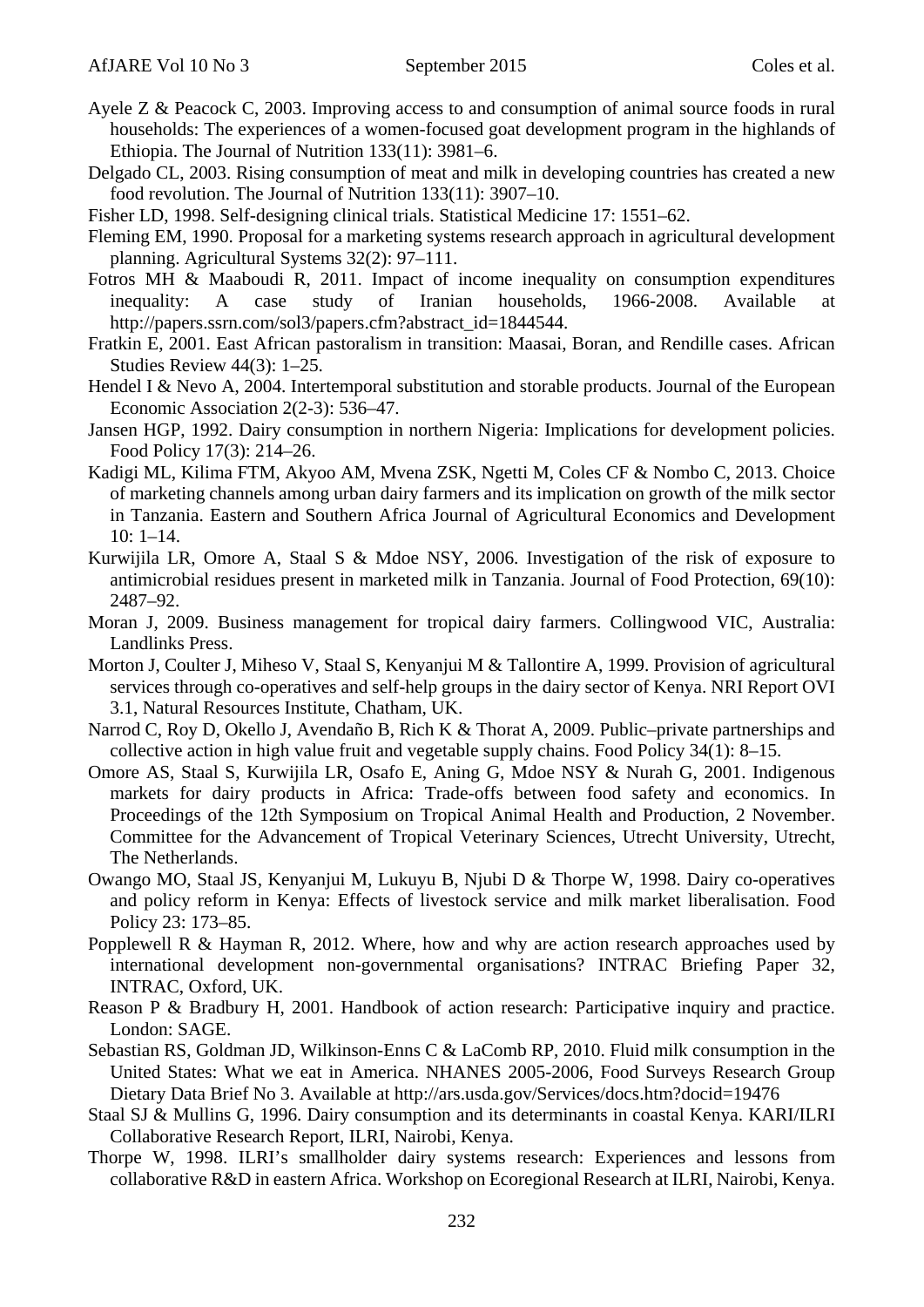Ayele Z & Peacock C, 2003. Improving access to and consumption of animal source foods in rural households: The experiences of a women-focused goat development program in the highlands of Ethiopia. The Journal of Nutrition 133(11): 3981–6.

Delgado CL, 2003. Rising consumption of meat and milk in developing countries has created a new food revolution. The Journal of Nutrition 133(11): 3907–10.

Fisher LD, 1998. Self-designing clinical trials. Statistical Medicine 17: 1551–62.

Fleming EM, 1990. Proposal for a marketing systems research approach in agricultural development planning. Agricultural Systems 32(2): 97–111.

Fotros MH & Maaboudi R, 2011. Impact of income inequality on consumption expenditures inequality: A case study of Iranian households, 1966-2008. Available at http://papers.ssrn.com/sol3/papers.cfm?abstract_id=1844544.

Fratkin E, 2001. East African pastoralism in transition: Maasai, Boran, and Rendille cases. African Studies Review 44(3): 1–25.

Hendel I & Nevo A, 2004. Intertemporal substitution and storable products. Journal of the European Economic Association 2(2-3): 536–47.

Jansen HGP, 1992. Dairy consumption in northern Nigeria: Implications for development policies. Food Policy 17(3): 214–26.

Kadigi ML, Kilima FTM, Akyoo AM, Mvena ZSK, Ngetti M, Coles CF & Nombo C, 2013. Choice of marketing channels among urban dairy farmers and its implication on growth of the milk sector in Tanzania. Eastern and Southern Africa Journal of Agricultural Economics and Development 10: 1–14.

Kurwijila LR, Omore A, Staal S & Mdoe NSY, 2006. Investigation of the risk of exposure to antimicrobial residues present in marketed milk in Tanzania. Journal of Food Protection, 69(10): 2487–92.

Moran J, 2009. Business management for tropical dairy farmers. Collingwood VIC, Australia: Landlinks Press.

Morton J, Coulter J, Miheso V, Staal S, Kenyanjui M & Tallontire A, 1999. Provision of agricultural services through co-operatives and self-help groups in the dairy sector of Kenya. NRI Report OVI 3.1, Natural Resources Institute, Chatham, UK.

Narrod C, Roy D, Okello J, Avendaño B, Rich K & Thorat A, 2009. Public–private partnerships and collective action in high value fruit and vegetable supply chains. Food Policy 34(1): 8–15.

Omore AS, Staal S, Kurwijila LR, Osafo E, Aning G, Mdoe NSY & Nurah G, 2001. Indigenous markets for dairy products in Africa: Trade-offs between food safety and economics. In Proceedings of the 12th Symposium on Tropical Animal Health and Production, 2 November. Committee for the Advancement of Tropical Veterinary Sciences, Utrecht University, Utrecht, The Netherlands.

Owango MO, Staal JS, Kenyanjui M, Lukuyu B, Njubi D & Thorpe W, 1998. Dairy co-operatives and policy reform in Kenya: Effects of livestock service and milk market liberalisation. Food Policy 23: 173–85.

Popplewell R & Hayman R, 2012. Where, how and why are action research approaches used by international development non-governmental organisations? INTRAC Briefing Paper 32, INTRAC, Oxford, UK.

Reason P & Bradbury H, 2001. Handbook of action research: Participative inquiry and practice. London: SAGE.

Sebastian RS, Goldman JD, Wilkinson-Enns C & LaComb RP, 2010. Fluid milk consumption in the United States: What we eat in America. NHANES 2005-2006, Food Surveys Research Group Dietary Data Brief No 3. Available at http://ars.usda.gov/Services/docs.htm?docid=19476

Staal SJ & Mullins G, 1996. Dairy consumption and its determinants in coastal Kenya. KARI/ILRI Collaborative Research Report, ILRI, Nairobi, Kenya.

Thorpe W, 1998. ILRI's smallholder dairy systems research: Experiences and lessons from collaborative R&D in eastern Africa. Workshop on Ecoregional Research at ILRI, Nairobi, Kenya.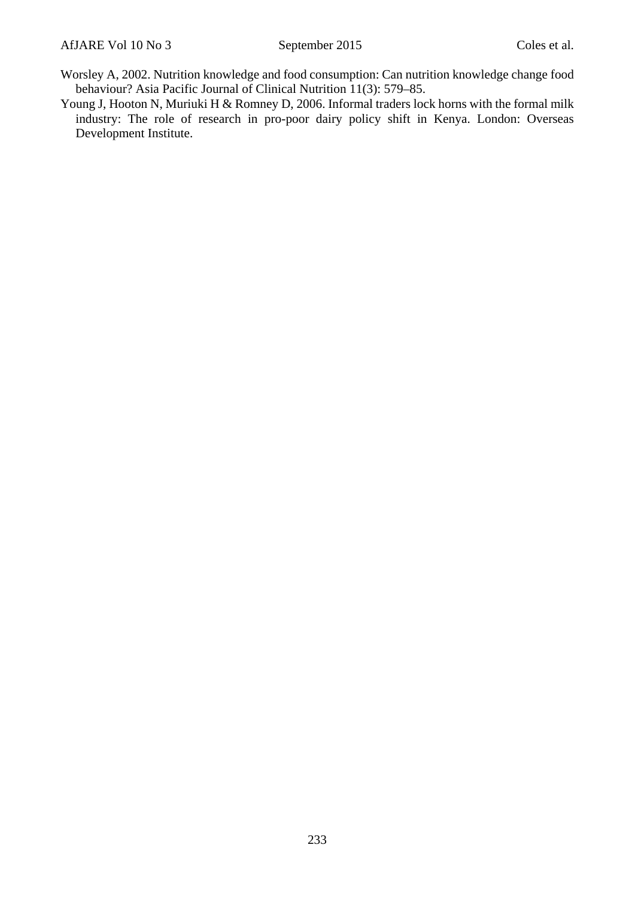Worsley A, 2002. Nutrition knowledge and food consumption: Can nutrition knowledge change food behaviour? Asia Pacific Journal of Clinical Nutrition 11(3): 579–85.

Young J, Hooton N, Muriuki H & Romney D, 2006. Informal traders lock horns with the formal milk industry: The role of research in pro-poor dairy policy shift in Kenya. London: Overseas Development Institute.